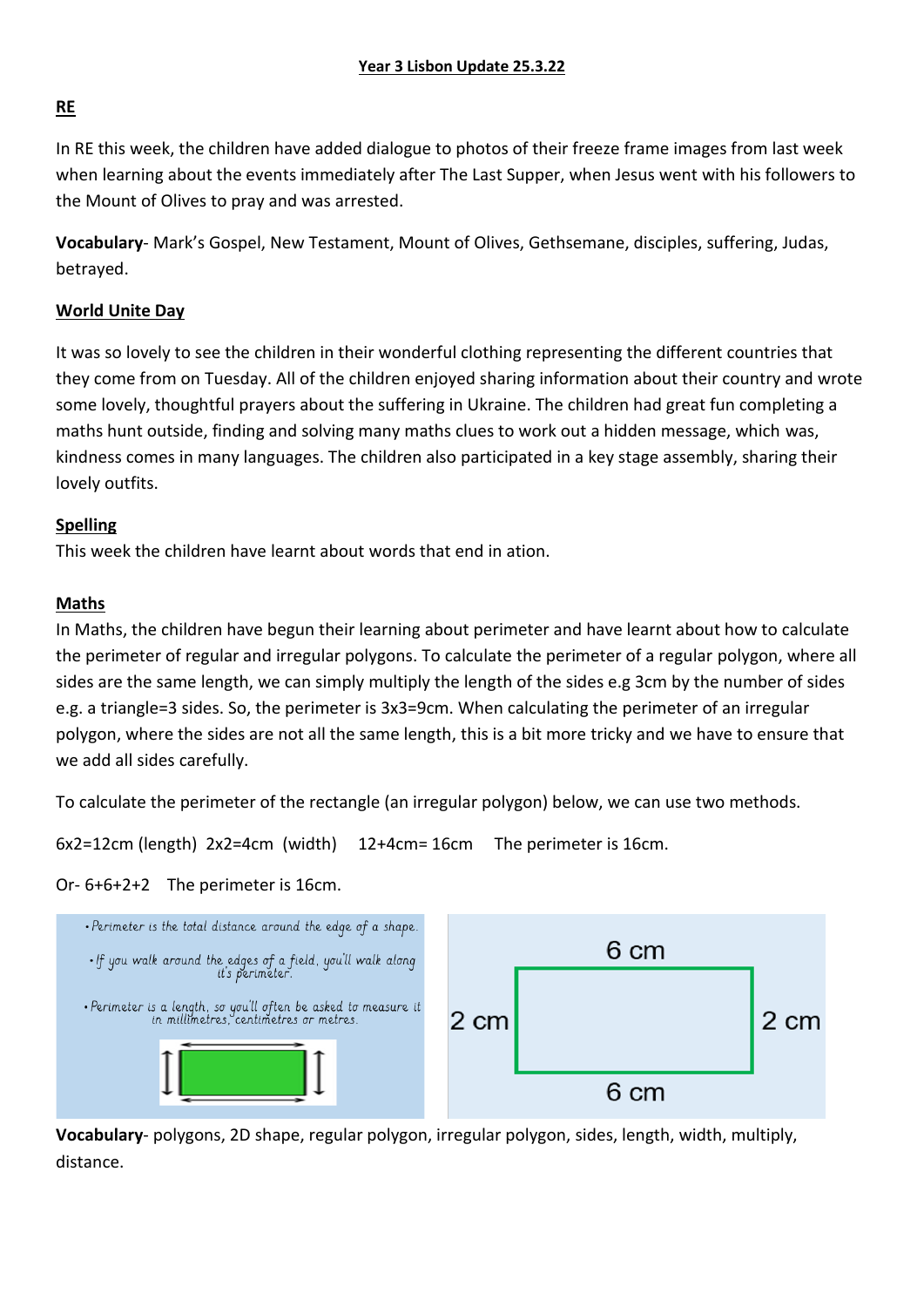# Year 3 Lisbon Update 25.3.22

## RE

In RE this week, the children have added dialogue to photos of their freeze frame images from last week when learning about the events immediately after The Last Supper, when Jesus went with his followers to the Mount of Olives to pray and was arrested.

**Vocabulary**- Mark's Gospel, New Testament, Mount of Olives, Gethsemane, disciples, suffering, Judas, betrayed.

## World Unite Day

It was so lovely to see the children in their wonderful clothing representing the different countries that they come from on Tuesday. All of the children enjoyed sharing information about their country and wrote some lovely, thoughtful prayers about the suffering in Ukraine. The children had great fun completing a maths hunt outside, finding and solving many maths clues to work out a hidden message, which was, kindness comes in many languages. The children also participated in a key stage assembly, sharing their lovely outfits.

## Spelling

This week the children have learnt about words that end in ation.

## Maths

In Maths, the children have begun their learning about perimeter and have learnt about how to calculate the perimeter of regular and irregular polygons. To calculate the perimeter of a regular polygon, where all sides are the same length, we can simply multiply the length of the sides e.g 3cm by the number of sides e.g. a triangle=3 sides. So, the perimeter is 3x3=9cm. When calculating the perimeter of an irregular polygon, where the sides are not all the same length, this is a bit more tricky and we have to ensure that we add all sides carefully.

To calculate the perimeter of the rectangle (an irregular polygon) below, we can use two methods.

6x2=12cm (length) 2x2=4cm (width) 12+4cm= 16cm The perimeter is 16cm.

Or- 6+6+2+2 The perimeter is 16cm.

- *Perimeter is the total distance around the edge of a shape.*
- *If you walk around the edges of a field, you'll walk along it's perimeter.*
- *Perimeter is a length, so you'll often be asked to measure it in millimetres, centimetres or metres.*

6 cm | 2 cm | 2 cm | 6 cm

**Vocabulary**- polygons, 2D shape, regular polygon, irregular polygon, sides, length, width, multiply, distance.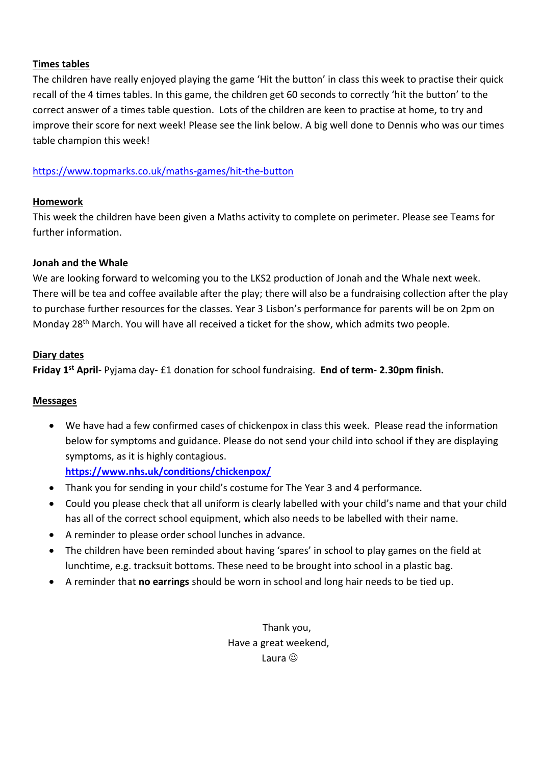**Times tables**

The children have really enjoyed playing the game 'Hit the button' in class this week to practise their quick recall of the 4 times tables. In this game, the children get 60 seconds to correctly 'hit the button' to the correct answer of a times table question. Lots of the children are keen to practise at home, to try and improve their score for next week! Please see the link below. A big well done to Dennis who was our times table champion this week!

https://www.topmarks.co.uk/maths-games/hit-the-button

**Homework**

This week the children have been given a Maths activity to complete on perimeter. Please see Teams for further information.

**Jonah and the Whale**

We are looking forward to welcoming you to the LKS2 production of Jonah and the Whale next week. There will be tea and coffee available after the play; there will also be a fundraising collection after the play to purchase further resources for the classes. Year 3 Lisbon's performance for parents will be on 2pm on Monday 28th March. You will have all received a ticket for the show, which admits two people.

**Diary dates**

**Friday 1st April**- Pyjama day- £1 donation for school fundraising. **End of term- 2.30pm finish.**

**Messages**

- We have had a few confirmed cases of chickenpox in class this week. Please read the information below for symptoms and guidance. Please do not send your child into school if they are displaying symptoms, as it is highly contagious.
  **https://www.nhs.uk/conditions/chickenpox/**
- Thank you for sending in your child's costume for The Year 3 and 4 performance.
- Could you please check that all uniform is clearly labelled with your child's name and that your child has all of the correct school equipment, which also needs to be labelled with their name.
- A reminder to please order school lunches in advance.
- The children have been reminded about having 'spares' in school to play games on the field at lunchtime, e.g. tracksuit bottoms. These need to be brought into school in a plastic bag.
- A reminder that **no earrings** should be worn in school and long hair needs to be tied up.

Thank you,
Have a great weekend,
Laura ☺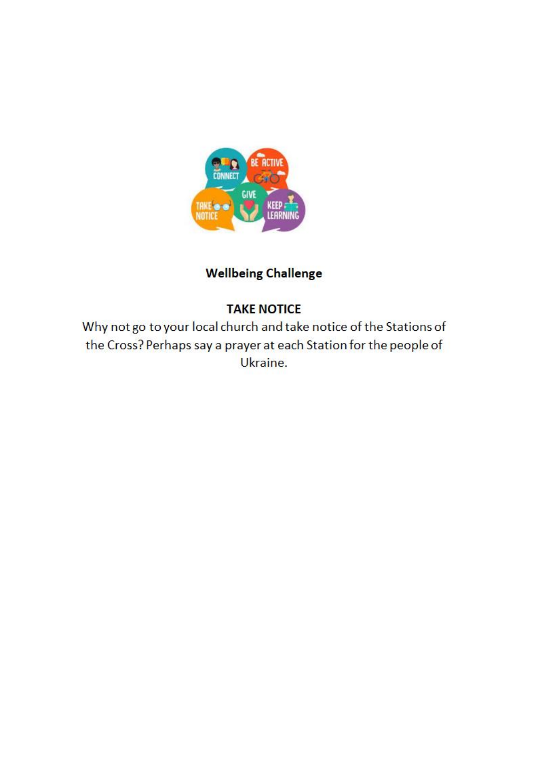**Wellbeing Challenge**

**TAKE NOTICE**

Why not go to your local church and take notice of the Stations of the Cross? Perhaps say a prayer at each Station for the people of Ukraine.